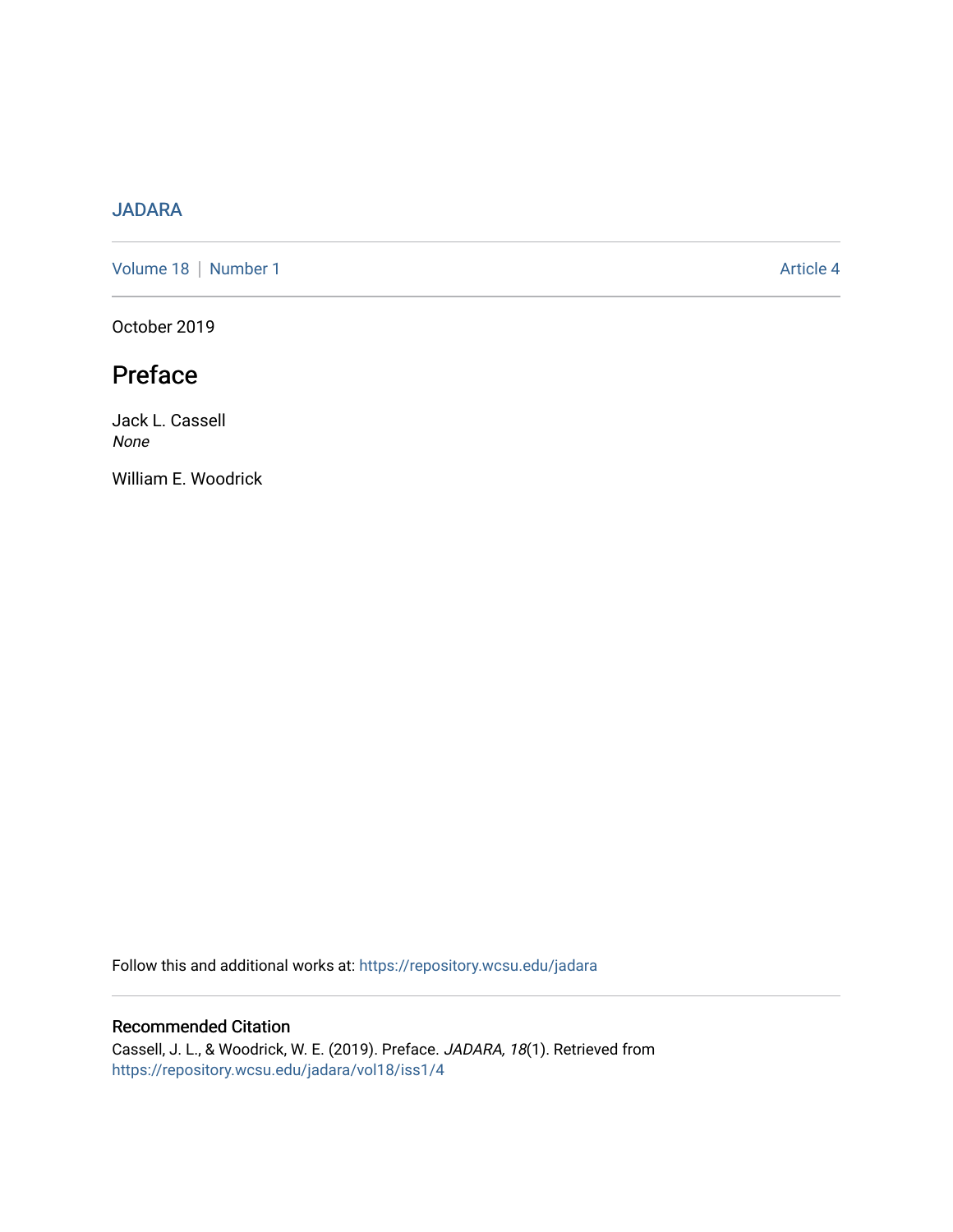JADARA

Volume 18 | Number 1 Article 4

October 2019

# Preface

Jack L. Cassell
*None*

William E. Woodrick

Follow this and additional works at: https://repository.wcsu.edu/jadara

## Recommended Citation

Cassell, J. L., & Woodrick, W. E. (2019). Preface. *JADARA, 18*(1). Retrieved from https://repository.wcsu.edu/jadara/vol18/iss1/4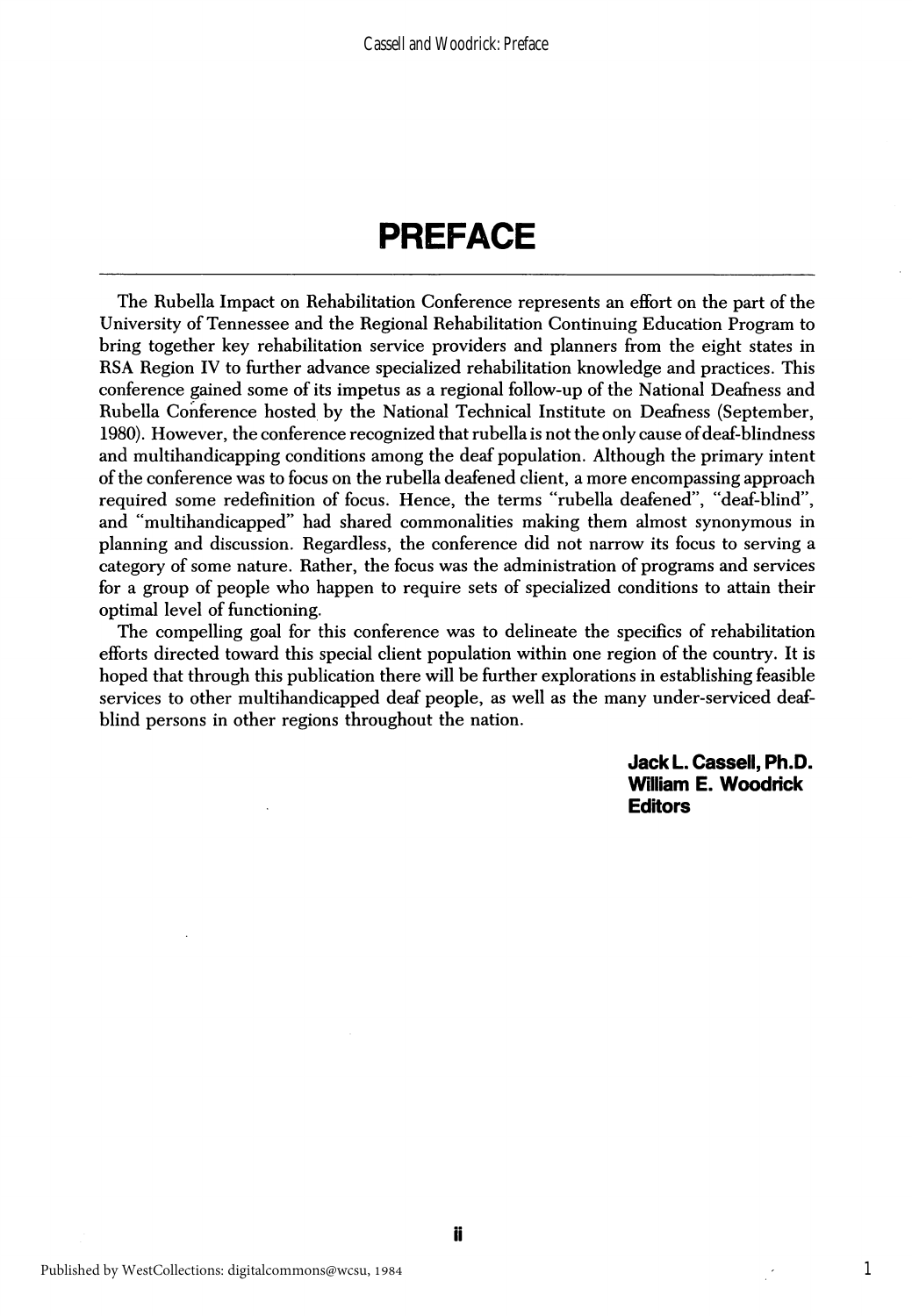# PREFACE

The Rubella Impact on Rehabilitation Conference represents an effort on the part of the University of Tennessee and the Regional Rehabilitation Continuing Education Program to bring together key rehabilitation service providers and planners from the eight states in RSA Region IV to further advance specialized rehabilitation knowledge and practices. This conference gained some of its impetus as a regional follow-up of the National Deafness and Rubella Conference hosted by the National Technical Institute on Deafness (September, 1980). However, the conference recognized that rubella is not the only cause of deaf-blindness and multihandicapping conditions among the deaf population. Although the primary intent of the conference was to focus on the rubella deafened client, a more encompassing approach required some redefinition of focus. Hence, the terms "rubella deafened", "deaf-blind", and "multihandicapped" had shared commonalities making them almost synonymous in planning and discussion. Regardless, the conference did not narrow its focus to serving a category of some nature. Rather, the focus was the administration of programs and services for a group of people who happen to require sets of specialized conditions to attain their optimal level of functioning.

The compelling goal for this conference was to delineate the specifics of rehabilitation efforts directed toward this special client population within one region of the country. It is hoped that through this publication there will be further explorations in establishing feasible services to other multihandicapped deaf people, as well as the many under-serviced deaf-blind persons in other regions throughout the nation.

**Jack L. Cassell, Ph.D.**
**William E. Woodrick**
**Editors**